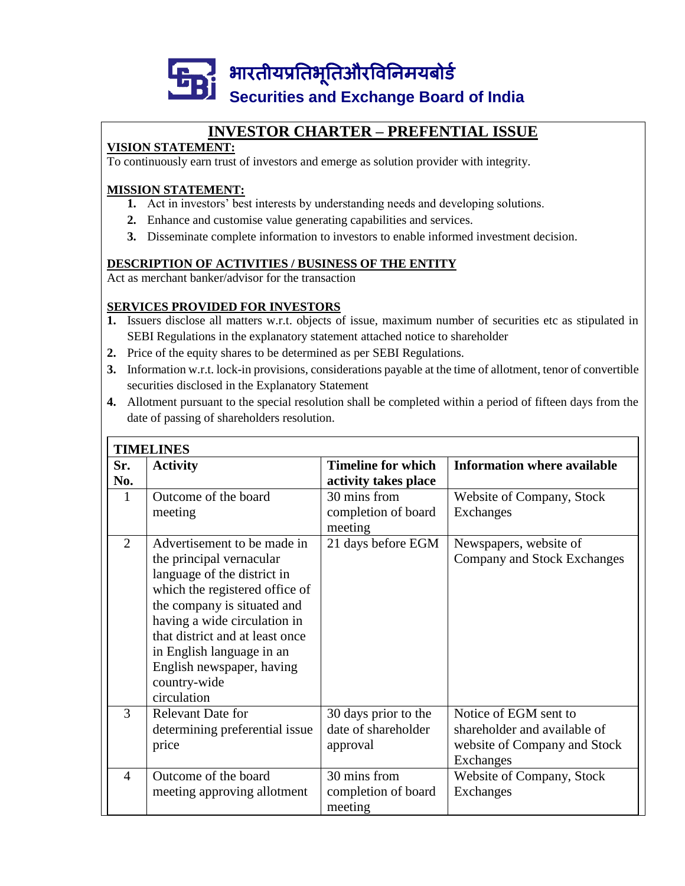भारतीयप्रतिभूतिऔरविनिमयबोर्ड
**Securities and Exchange Board of India**

# INVESTOR CHARTER – PREFENTIAL ISSUE

**VISION STATEMENT:**

To continuously earn trust of investors and emerge as solution provider with integrity.

**MISSION STATEMENT:**

1. Act in investors' best interests by understanding needs and developing solutions.
2. Enhance and customise value generating capabilities and services.
3. Disseminate complete information to investors to enable informed investment decision.

**DESCRIPTION OF ACTIVITIES / BUSINESS OF THE ENTITY**

Act as merchant banker/advisor for the transaction

**SERVICES PROVIDED FOR INVESTORS**

1. Issuers disclose all matters w.r.t. objects of issue, maximum number of securities etc as stipulated in SEBI Regulations in the explanatory statement attached notice to shareholder
2. Price of the equity shares to be determined as per SEBI Regulations.
3. Information w.r.t. lock-in provisions, considerations payable at the time of allotment, tenor of convertible securities disclosed in the Explanatory Statement
4. Allotment pursuant to the special resolution shall be completed within a period of fifteen days from the date of passing of shareholders resolution.

**TIMELINES**

| Sr. No. | Activity | Timeline for which activity takes place | Information where available |
|---|---|---|---|
| 1 | Outcome of the board meeting | 30 mins from completion of board meeting | Website of Company, Stock Exchanges |
| 2 | Advertisement to be made in the principal vernacular language of the district in which the registered office of the company is situated and having a wide circulation in that district and at least once in English language in an English newspaper, having country-wide circulation | 21 days before EGM | Newspapers, website of Company and Stock Exchanges |
| 3 | Relevant Date for determining preferential issue price | 30 days prior to the date of shareholder approval | Notice of EGM sent to shareholder and available of website of Company and Stock Exchanges |
| 4 | Outcome of the board meeting approving allotment | 30 mins from completion of board meeting | Website of Company, Stock Exchanges |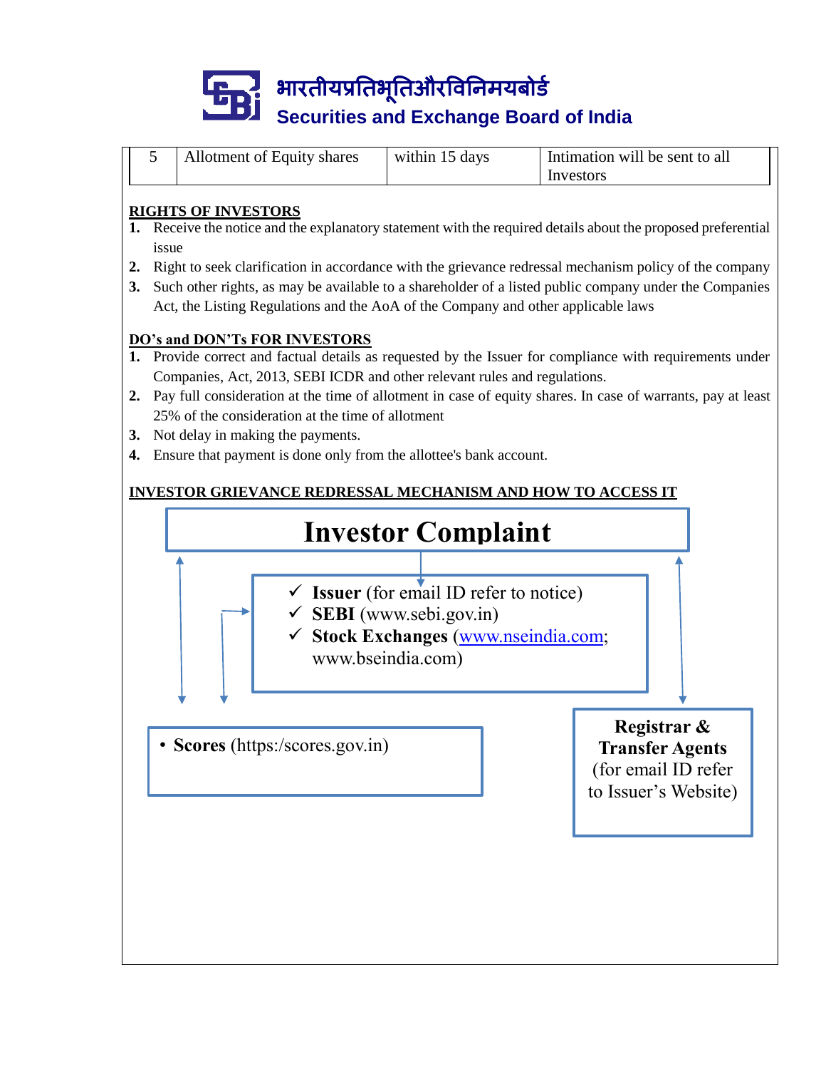| 5 | Allotment of Equity shares | within 15 days | Intimation will be sent to all Investors |
|---|---|---|---|

**RIGHTS OF INVESTORS**

1. Receive the notice and the explanatory statement with the required details about the proposed preferential issue
2. Right to seek clarification in accordance with the grievance redressal mechanism policy of the company
3. Such other rights, as may be available to a shareholder of a listed public company under the Companies Act, the Listing Regulations and the AoA of the Company and other applicable laws

**DO's and DON'Ts FOR INVESTORS**

1. Provide correct and factual details as requested by the Issuer for compliance with requirements under Companies, Act, 2013, SEBI ICDR and other relevant rules and regulations.
2. Pay full consideration at the time of allotment in case of equity shares. In case of warrants, pay at least 25% of the consideration at the time of allotment
3. Not delay in making the payments.
4. Ensure that payment is done only from the allottee's bank account.

**INVESTOR GRIEVANCE REDRESSAL MECHANISM AND HOW TO ACCESS IT**

**Investor Complaint**

- ✓ **Issuer** (for email ID refer to notice)
- ✓ **SEBI** (www.sebi.gov.in)
- ✓ **Stock Exchanges** (www.nseindia.com; www.bseindia.com)

- **Scores** (https:/scores.gov.in)

**Registrar & Transfer Agents** (for email ID refer to Issuer's Website)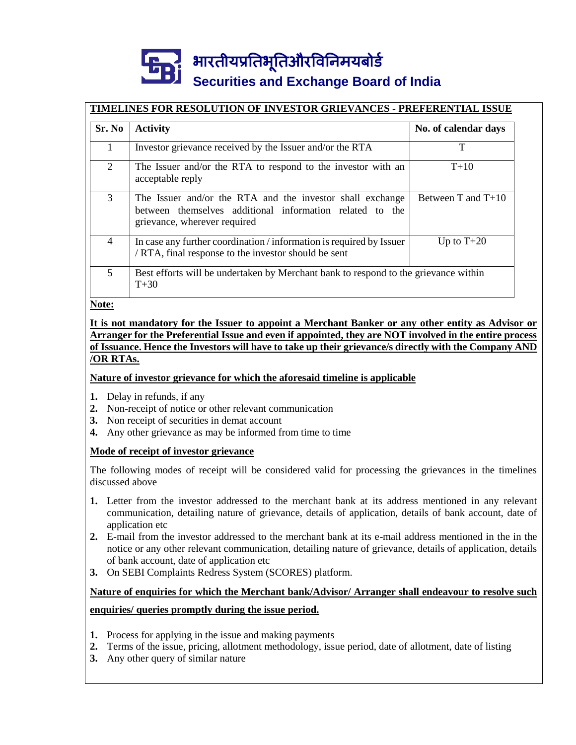# भारतीयप्रतिभूतिऔरविनिमयबोर्ड
# Securities and Exchange Board of India

## TIMELINES FOR RESOLUTION OF INVESTOR GRIEVANCES - PREFERENTIAL ISSUE

| Sr. No | Activity | No. of calendar days |
|---|---|---|
| 1 | Investor grievance received by the Issuer and/or the RTA | T |
| 2 | The Issuer and/or the RTA to respond to the investor with an acceptable reply | T+10 |
| 3 | The Issuer and/or the RTA and the investor shall exchange between themselves additional information related to the grievance, wherever required | Between T and T+10 |
| 4 | In case any further coordination / information is required by Issuer / RTA, final response to the investor should be sent | Up to T+20 |
| 5 | Best efforts will be undertaken by Merchant bank to respond to the grievance within T+30 | |

**Note:**

**It is not mandatory for the Issuer to appoint a Merchant Banker or any other entity as Advisor or Arranger for the Preferential Issue and even if appointed, they are NOT involved in the entire process of Issuance. Hence the Investors will have to take up their grievance/s directly with the Company AND /OR RTAs.**

**Nature of investor grievance for which the aforesaid timeline is applicable**

1. Delay in refunds, if any
2. Non-receipt of notice or other relevant communication
3. Non receipt of securities in demat account
4. Any other grievance as may be informed from time to time

**Mode of receipt of investor grievance**

The following modes of receipt will be considered valid for processing the grievances in the timelines discussed above

1. Letter from the investor addressed to the merchant bank at its address mentioned in any relevant communication, detailing nature of grievance, details of application, details of bank account, date of application etc
2. E-mail from the investor addressed to the merchant bank at its e-mail address mentioned in the in the notice or any other relevant communication, detailing nature of grievance, details of application, details of bank account, date of application etc
3. On SEBI Complaints Redress System (SCORES) platform.

**Nature of enquiries for which the Merchant bank/Advisor/ Arranger shall endeavour to resolve such enquiries/ queries promptly during the issue period.**

1. Process for applying in the issue and making payments
2. Terms of the issue, pricing, allotment methodology, issue period, date of allotment, date of listing
3. Any other query of similar nature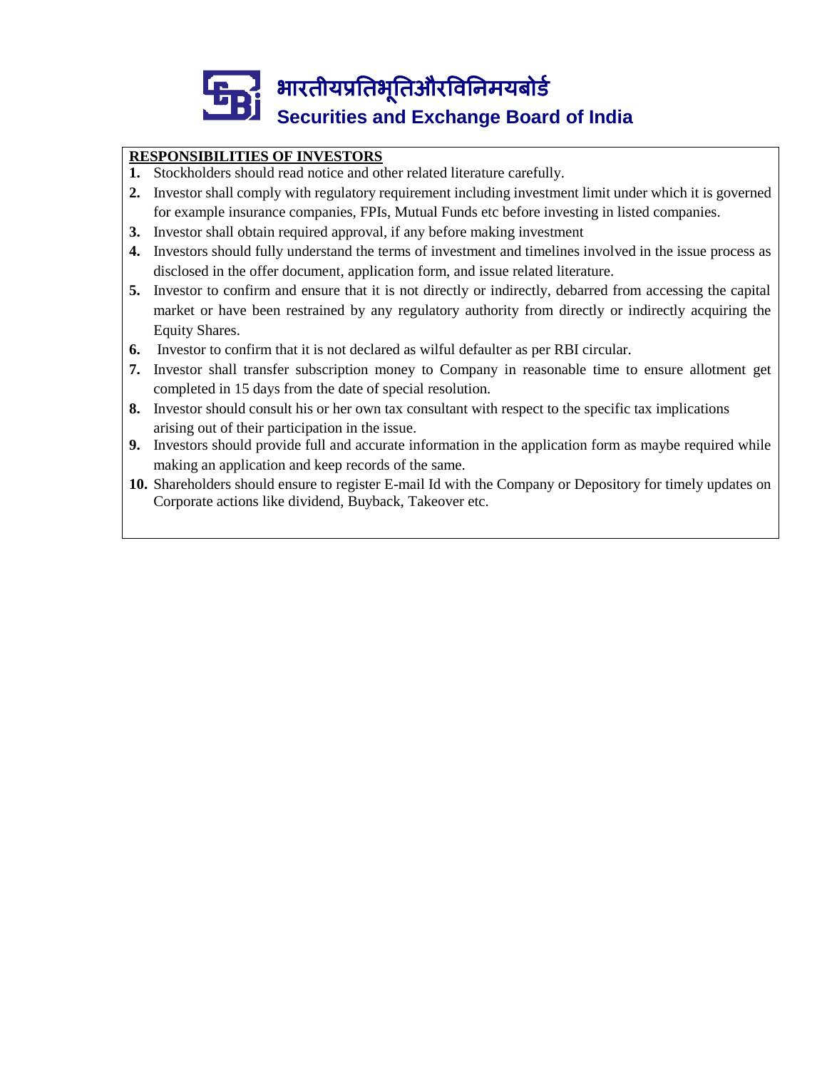**भारतीयप्रतिभूतिऔरविनिमयबोर्ड**
**Securities and Exchange Board of India**

## RESPONSIBILITIES OF INVESTORS

1. Stockholders should read notice and other related literature carefully.
2. Investor shall comply with regulatory requirement including investment limit under which it is governed for example insurance companies, FPIs, Mutual Funds etc before investing in listed companies.
3. Investor shall obtain required approval, if any before making investment
4. Investors should fully understand the terms of investment and timelines involved in the issue process as disclosed in the offer document, application form, and issue related literature.
5. Investor to confirm and ensure that it is not directly or indirectly, debarred from accessing the capital market or have been restrained by any regulatory authority from directly or indirectly acquiring the Equity Shares.
6. Investor to confirm that it is not declared as wilful defaulter as per RBI circular.
7. Investor shall transfer subscription money to Company in reasonable time to ensure allotment get completed in 15 days from the date of special resolution.
8. Investor should consult his or her own tax consultant with respect to the specific tax implications arising out of their participation in the issue.
9. Investors should provide full and accurate information in the application form as maybe required while making an application and keep records of the same.
10. Shareholders should ensure to register E-mail Id with the Company or Depository for timely updates on Corporate actions like dividend, Buyback, Takeover etc.